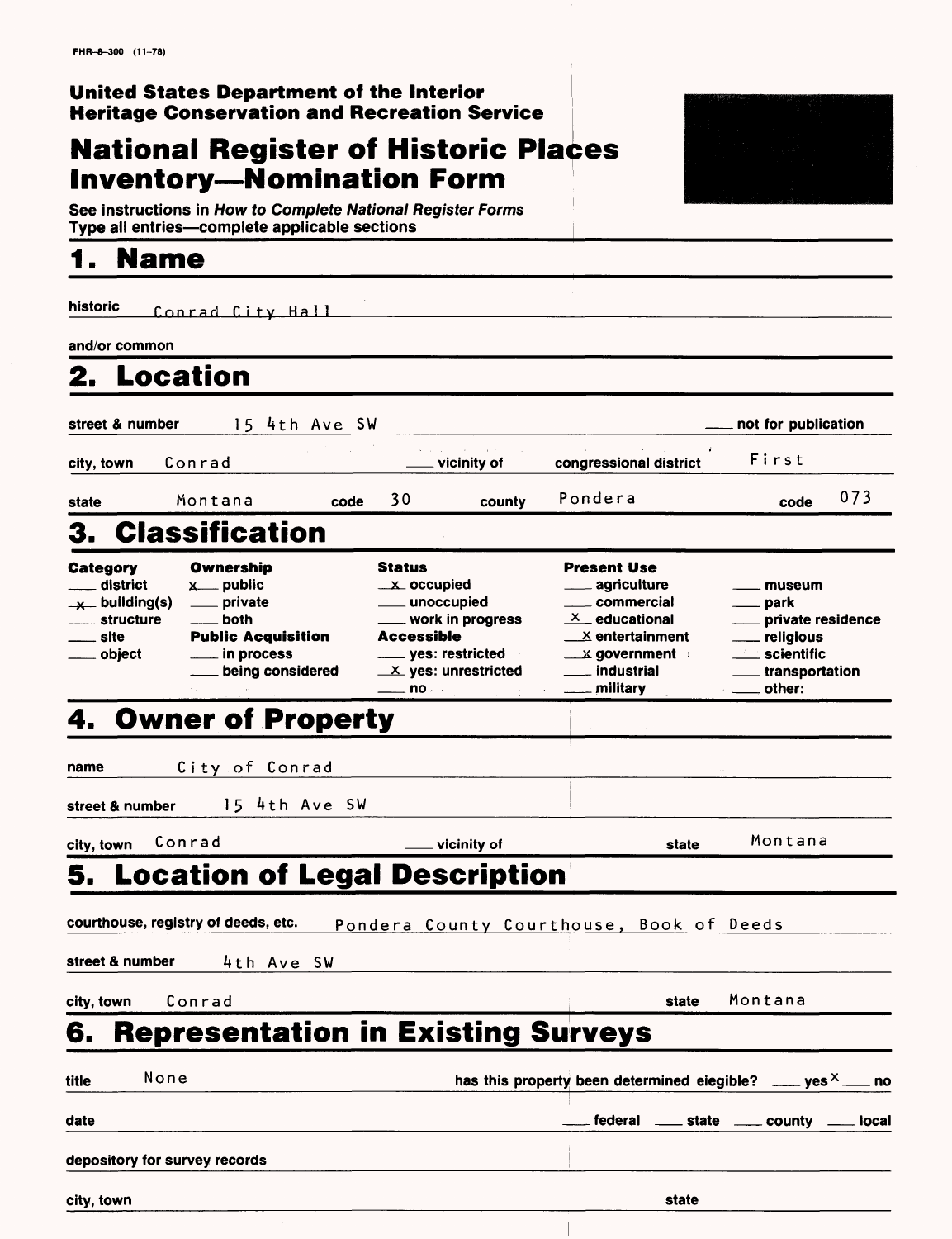FHR-8-300 (11-78)

**United States Department of the Interior**
**Heritage Conservation and Recreation Service**

# National Register of Historic Places Inventory—Nomination Form

See instructions in *How to Complete National Register Forms*
Type all entries—complete applicable sections

## 1. Name

historic: Conrad City Hall

and/or common:

## 2. Location

street & number: 15 4th Ave SW — ___ not for publication

city, town: Conrad — ___ vicinity of — congressional district: First

state: Montana — code: 30 — county: Pondera — code: 073

## 3. Classification

| Category | Ownership | Status | Present Use | |
|---|---|---|---|---|
| ___ district | x public | x occupied | ___ agriculture | ___ museum |
| x building(s) | ___ private | ___ unoccupied | ___ commercial | ___ park |
| ___ structure | ___ both | ___ work in progress | x educational | ___ private residence |
| ___ site | **Public Acquisition** | **Accessible** | x entertainment | ___ religious |
| ___ object | ___ in process | ___ yes: restricted | x government | ___ scientific |
| | ___ being considered | x yes: unrestricted | ___ industrial | ___ transportation |
| | | ___ no | ___ military | ___ other: |

## 4. Owner of Property

name: City of Conrad

street & number: 15 4th Ave SW

city, town: Conrad — ___ vicinity of — state: Montana

## 5. Location of Legal Description

courthouse, registry of deeds, etc.: Pondera County Courthouse, Book of Deeds

street & number: 4th Ave SW

city, town: Conrad — state: Montana

## 6. Representation in Existing Surveys

title: None — has this property been determined eligible? ___ yes x no

date: ___ federal ___ state ___ county ___ local

depository for survey records:

city, town: — state: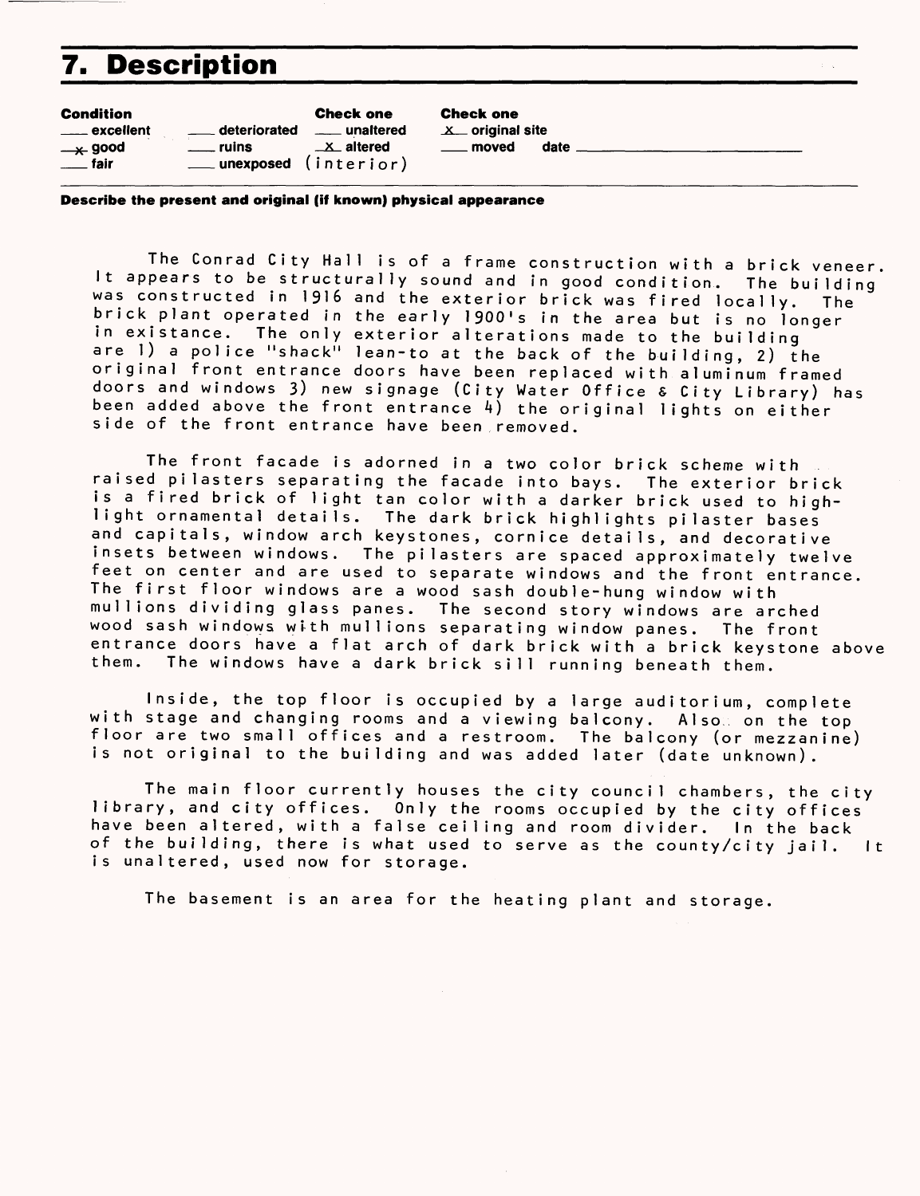# 7. Description

| Condition | | Check one | Check one |
| --- | --- | --- | --- |
| ___ excellent | ___ deteriorated | ___ unaltered | _x_ original site |
| _x_ good | ___ ruins | _x_ altered | ___ moved date ___ |
| ___ fair | ___ unexposed | (interior) | |

**Describe the present and original (if known) physical appearance**

The Conrad City Hall is of a frame construction with a brick veneer. It appears to be structurally sound and in good condition. The building was constructed in 1916 and the exterior brick was fired locally. The brick plant operated in the early 1900's in the area but is no longer in existance. The only exterior alterations made to the building are 1) a police "shack" lean-to at the back of the building, 2) the original front entrance doors have been replaced with aluminum framed doors and windows 3) new signage (City Water Office & City Library) has been added above the front entrance 4) the original lights on either side of the front entrance have been removed.

The front facade is adorned in a two color brick scheme with raised pilasters separating the facade into bays. The exterior brick is a fired brick of light tan color with a darker brick used to highlight ornamental details. The dark brick highlights pilaster bases and capitals, window arch keystones, cornice details, and decorative insets between windows. The pilasters are spaced approximately twelve feet on center and are used to separate windows and the front entrance. The first floor windows are a wood sash double-hung window with mullions dividing glass panes. The second story windows are arched wood sash windows with mullions separating window panes. The front entrance doors have a flat arch of dark brick with a brick keystone above them. The windows have a dark brick sill running beneath them.

Inside, the top floor is occupied by a large auditorium, complete with stage and changing rooms and a viewing balcony. Also on the top floor are two small offices and a restroom. The balcony (or mezzanine) is not original to the building and was added later (date unknown).

The main floor currently houses the city council chambers, the city library, and city offices. Only the rooms occupied by the city offices have been altered, with a false ceiling and room divider. In the back of the building, there is what used to serve as the county/city jail. It is unaltered, used now for storage.

The basement is an area for the heating plant and storage.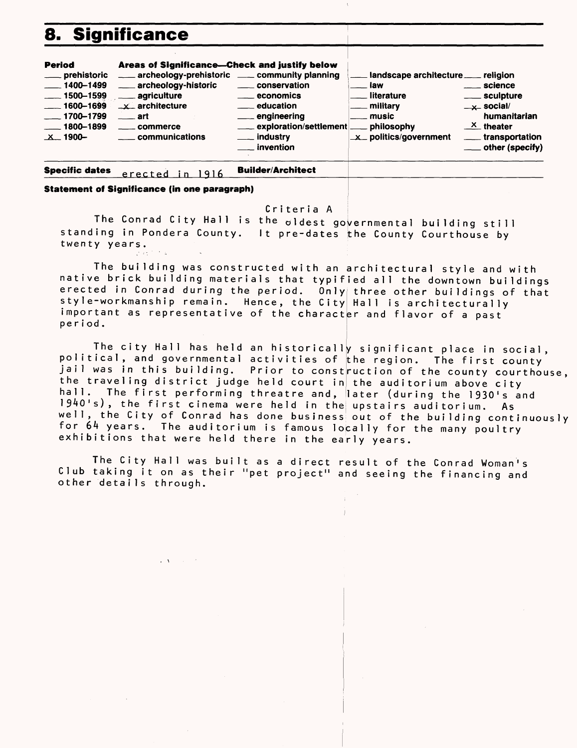## 8. Significance

| Period | Areas of Significance—Check and justify below | | | |
|---|---|---|---|---|
| ___ prehistoric | ___ archeology-prehistoric | ___ community planning | ___ landscape architecture | ___ religion |
| ___ 1400–1499 | ___ archeology-historic | ___ conservation | ___ law | ___ science |
| ___ 1500–1599 | ___ agriculture | ___ economics | ___ literature | ___ sculpture |
| ___ 1600–1699 | _x_ architecture | ___ education | ___ military | _x_ social/ humanitarian |
| ___ 1700–1799 | ___ art | ___ engineering | ___ music | _x_ theater |
| ___ 1800–1899 | ___ commerce | ___ exploration/settlement | ___ philosophy | ___ transportation |
| _x_ 1900– | ___ communications | ___ industry | _x_ politics/government | ___ other (specify) |
| | | ___ invention | | |

**Specific dates** erected in 1916 **Builder/Architect**

**Statement of Significance (in one paragraph)**

Criteria A

The Conrad City Hall is the oldest governmental building still standing in Pondera County. It pre-dates the County Courthouse by twenty years.

The building was constructed with an architectural style and with native brick building materials that typified all the downtown buildings erected in Conrad during the period. Only three other buildings of that style-workmanship remain. Hence, the City Hall is architecturally important as representative of the character and flavor of a past period.

The city Hall has held an historically significant place in social, political, and governmental activities of the region. The first county jail was in this building. Prior to construction of the county courthouse, the traveling district judge held court in the auditorium above city hall. The first performing threatre and, later (during the 1930's and 1940's), the first cinema were held in the upstairs auditorium. As well, the City of Conrad has done business out of the building continuously for 64 years. The auditorium is famous locally for the many poultry exhibitions that were held there in the early years.

The City Hall was built as a direct result of the Conrad Woman's Club taking it on as their "pet project" and seeing the financing and other details through.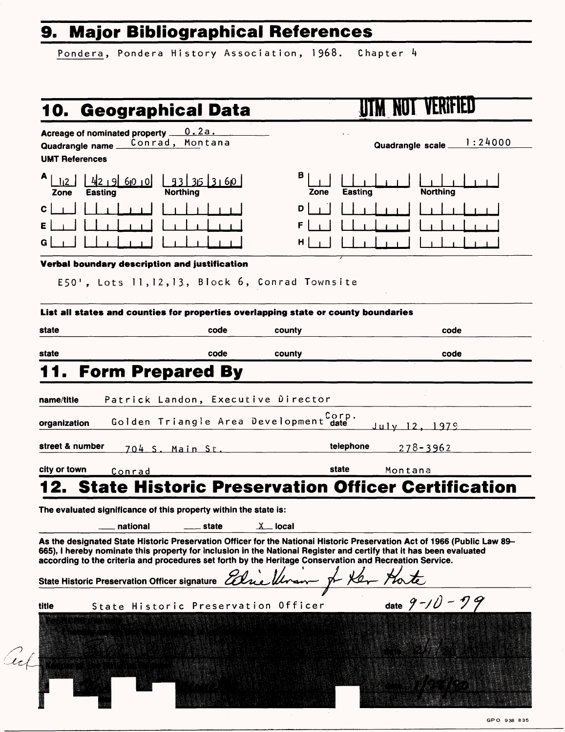## 9. Major Bibliographical References

Pondera, Pondera History Association, 1968. Chapter 4

## 10. Geographical Data

**UTM NOT VERIFIED**

Acreage of nominated property 0.2a.

Quadrangle name Conrad, Montana

Quadrangle scale 1:24000

UMT References

| | Zone | Easting | Northing |
|---|---|---|---|
| A | 12 | 429600 | 5335360 |
| B | | | |
| C | | | |
| D | | | |
| E | | | |
| F | | | |
| G | | | |
| H | | | |

**Verbal boundary description and justification**

E50', Lots 11,12,13, Block 6, Conrad Townsite

**List all states and counties for properties overlapping state or county boundaries**

| state | code | county | code |
|---|---|---|---|
| state | code | county | code |

## 11. Form Prepared By

name/title Patrick Landon, Executive Director

organization Golden Triangle Area Development Corp. date July 12, 1979

street & number 704 S. Main St. telephone 278-3962

city or town Conrad state Montana

## 12. State Historic Preservation Officer Certification

The evaluated significance of this property within the state is:

___ national ___ state X local

As the designated State Historic Preservation Officer for the National Historic Preservation Act of 1966 (Public Law 89-665), I hereby nominate this property for inclusion in the National Register and certify that it has been evaluated according to the criteria and procedures set forth by the Heritage Conservation and Recreation Service.

State Historic Preservation Officer signature Edrie Vinson for Ken Korte

title State Historic Preservation Officer date 9-10-79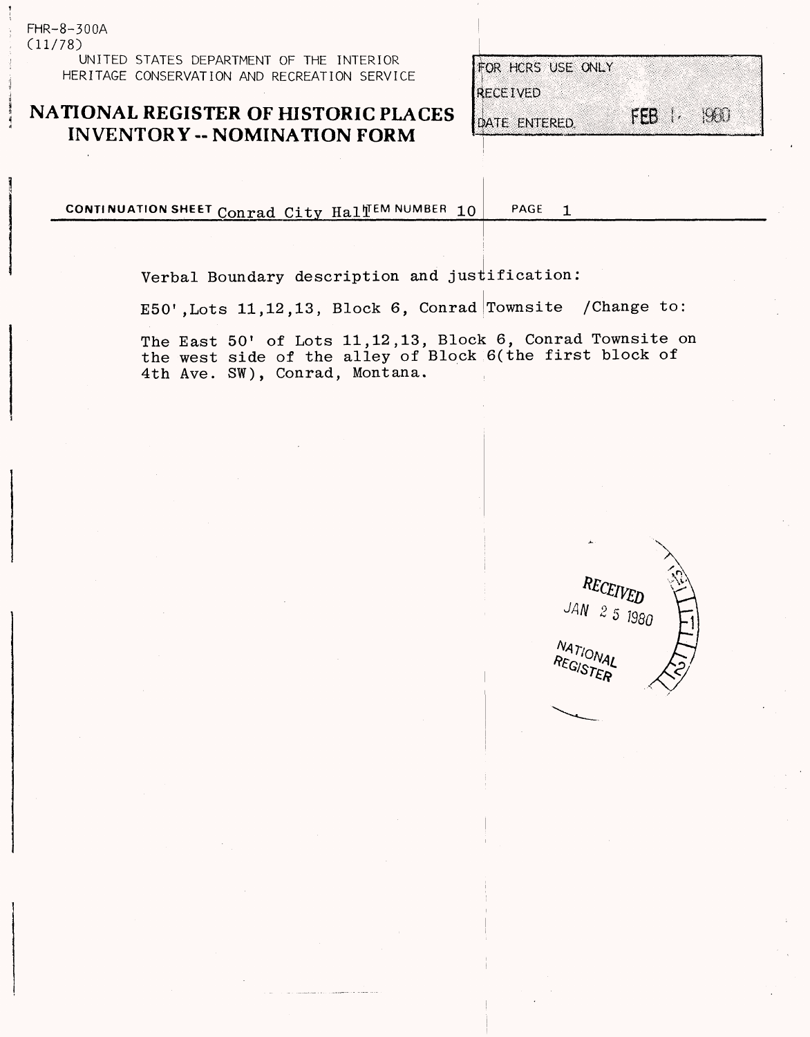FHR-8-300A
(11/78)

UNITED STATES DEPARTMENT OF THE INTERIOR
HERITAGE CONSERVATION AND RECREATION SERVICE

# NATIONAL REGISTER OF HISTORIC PLACES INVENTORY -- NOMINATION FORM

FOR HCRS USE ONLY
RECEIVED
DATE ENTERED FEB 1 1980

**CONTINUATION SHEET** Conrad City Hall **ITEM NUMBER** 10 **PAGE** 1

Verbal Boundary description and justification:

E50',Lots 11,12,13, Block 6, Conrad Townsite /Change to:

The East 50' of Lots 11,12,13, Block 6, Conrad Townsite on the west side of the alley of Block 6(the first block of 4th Ave. SW), Conrad, Montana.

RECEIVED
JAN 25 1980
NATIONAL REGISTER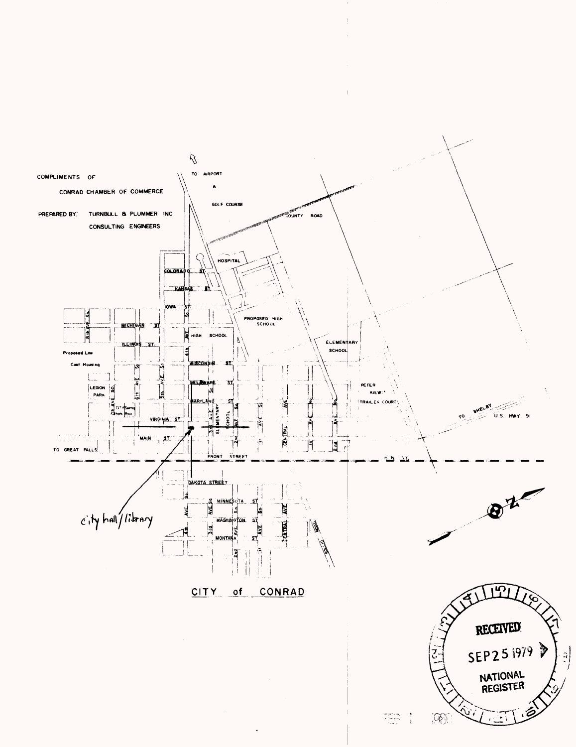COMPLIMENTS OF

CONRAD CHAMBER OF COMMERCE

PREPARED BY: TURNBULL & PLUMMER INC. CONSULTING ENGINEERS

TO AIRPORT & GOLF COURSE

COUNTY ROAD

HOSPITAL

COLORADO ST.

KANSAS ST.

IOWA ST.

MICHIGAN ST.

ILLINOIS ST.

PROPOSED HIGH SCHOOL

HIGH SCHOOL

ELEMENTARY SCHOOL

Proposed Low Cost Housing

WISCONSIN ST.

DELAWARE ST.

LEGION PARK

MARYLAND ST.

PETER KIEWIT TRAILER COURT

City Swimming Pool

VIRGINIA ST.

ELEMENTARY SCHOOL

TO SHELBY U.S. HWY. 91

MAIN ST.

TO GREAT FALLS

FRONT STREET

G. N. RY.

DAKOTA STREET

MINNESOTA ST.

WASHINGTON ST.

MONTANA ST.

8th AVE. So.

7th AVE. So.

6th AVE. So.

5th AVE. So.

4th AVE. So.

3rd AVE. So.

2nd AVE. So.

1st AVE. So.

CENTRAL AVE.

1st AVE. No.

2nd AVE. No.

SOLID ROAD

city hall/library

CITY of CONRAD

RECEIVED SEP 25 1979 NATIONAL REGISTER